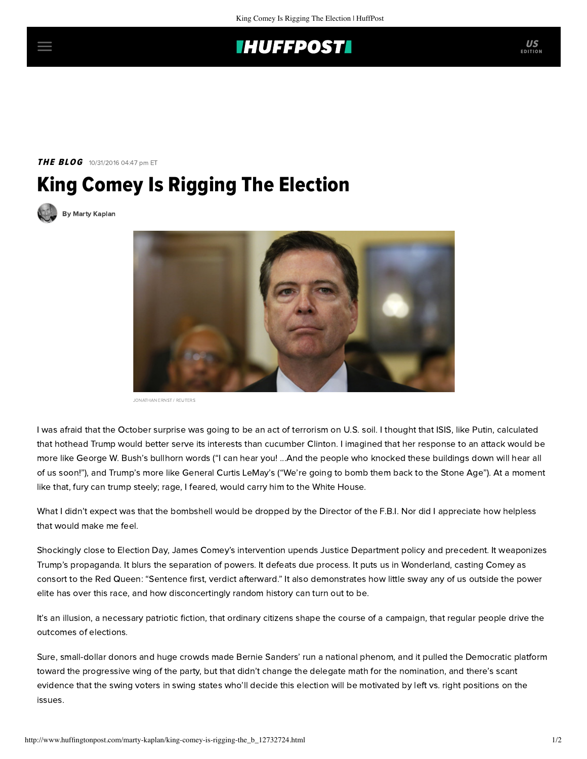**THE BLOG** 10/31/2016 04:47 pm ET

# King Comey Is Rigging The Election

By Marty Kaplan

JONATHAN ERNST / REUTERS

I was afraid that the October surprise was going to be an act of terrorism on U.S. soil. I thought that ISIS, like Putin, calculated that hothead Trump would better serve its interests than cucumber Clinton. I imagined that her response to an attack would be more like George W. Bush's bullhorn words ("I can hear you! ...And the people who knocked these buildings down will hear all of us soon!"), and Trump's more like General Curtis LeMay's ("We're going to bomb them back to the Stone Age"). At a moment like that, fury can trump steely; rage, I feared, would carry him to the White House.

What I didn't expect was that the bombshell would be dropped by the Director of the F.B.I. Nor did I appreciate how helpless that would make me feel.

Shockingly close to Election Day, James Comey's intervention upends Justice Department policy and precedent. It weaponizes Trump's propaganda. It blurs the separation of powers. It defeats due process. It puts us in Wonderland, casting Comey as consort to the Red Queen: "Sentence first, verdict afterward." It also demonstrates how little sway any of us outside the power elite has over this race, and how disconcertingly random history can turn out to be.

It's an illusion, a necessary patriotic fiction, that ordinary citizens shape the course of a campaign, that regular people drive the outcomes of elections.

Sure, small-dollar donors and huge crowds made Bernie Sanders' run a national phenom, and it pulled the Democratic platform toward the progressive wing of the party, but that didn't change the delegate math for the nomination, and there's scant evidence that the swing voters in swing states who'll decide this election will be motivated by left vs. right positions on the issues.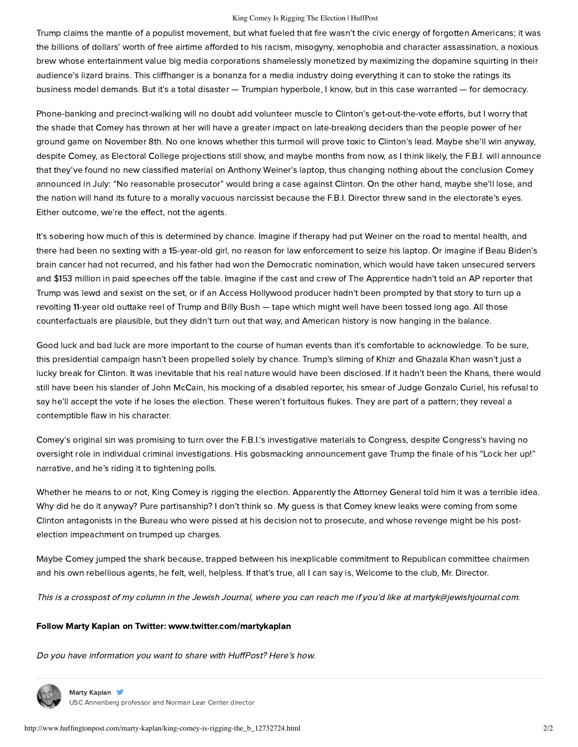Trump claims the mantle of a populist movement, but what fueled that fire wasn't the civic energy of forgotten Americans; it was the billions of dollars' worth of free airtime afforded to his racism, misogyny, xenophobia and character assassination, a noxious brew whose entertainment value big media corporations shamelessly monetized by maximizing the dopamine squirting in their audience's lizard brains. This cliffhanger is a bonanza for a media industry doing everything it can to stoke the ratings its business model demands. But it's a total disaster — Trumpian hyperbole, I know, but in this case warranted — for democracy.

Phone-banking and precinct-walking will no doubt add volunteer muscle to Clinton's get-out-the-vote efforts, but I worry that the shade that Comey has thrown at her will have a greater impact on late-breaking deciders than the people power of her ground game on November 8th. No one knows whether this turmoil will prove toxic to Clinton's lead. Maybe she'll win anyway, despite Comey, as Electoral College projections still show, and maybe months from now, as I think likely, the F.B.I. will announce that they've found no new classified material on Anthony Weiner's laptop, thus changing nothing about the conclusion Comey announced in July: "No reasonable prosecutor" would bring a case against Clinton. On the other hand, maybe she'll lose, and the nation will hand its future to a morally vacuous narcissist because the F.B.I. Director threw sand in the electorate's eyes. Either outcome, we're the effect, not the agents.

It's sobering how much of this is determined by chance. Imagine if therapy had put Weiner on the road to mental health, and there had been no sexting with a 15-year-old girl, no reason for law enforcement to seize his laptop. Or imagine if Beau Biden's brain cancer had not recurred, and his father had won the Democratic nomination, which would have taken unsecured servers and $153 million in paid speeches off the table. Imagine if the cast and crew of The Apprentice hadn't told an AP reporter that Trump was lewd and sexist on the set, or if an Access Hollywood producer hadn't been prompted by that story to turn up a revolting 11-year old outtake reel of Trump and Billy Bush — tape which might well have been tossed long ago. All those counterfactuals are plausible, but they didn't turn out that way, and American history is now hanging in the balance.

Good luck and bad luck are more important to the course of human events than it's comfortable to acknowledge. To be sure, this presidential campaign hasn't been propelled solely by chance. Trump's sliming of Khizr and Ghazala Khan wasn't just a lucky break for Clinton. It was inevitable that his real nature would have been disclosed. If it hadn't been the Khans, there would still have been his slander of John McCain, his mocking of a disabled reporter, his smear of Judge Gonzalo Curiel, his refusal to say he'll accept the vote if he loses the election. These weren't fortuitous flukes. They are part of a pattern; they reveal a contemptible flaw in his character.

Comey's original sin was promising to turn over the F.B.I.'s investigative materials to Congress, despite Congress's having no oversight role in individual criminal investigations. His gobsmacking announcement gave Trump the finale of his "Lock her up!" narrative, and he's riding it to tightening polls.

Whether he means to or not, King Comey is rigging the election. Apparently the Attorney General told him it was a terrible idea. Why did he do it anyway? Pure partisanship? I don't think so. My guess is that Comey knew leaks were coming from some Clinton antagonists in the Bureau who were pissed at his decision not to prosecute, and whose revenge might be his post-election impeachment on trumped up charges.

Maybe Comey jumped the shark because, trapped between his inexplicable commitment to Republican committee chairmen and his own rebellious agents, he felt, well, helpless. If that's true, all I can say is, Welcome to the club, Mr. Director.

*This is a crosspost of my column in the Jewish Journal, where you can reach me if you'd like at martyk@jewishjournal.com.*

**Follow Marty Kaplan on Twitter: www.twitter.com/martykaplan**

*Do you have information you want to share with HuffPost? Here's how.*

Marty Kaplan

USC Annenberg professor and Norman Lear Center director